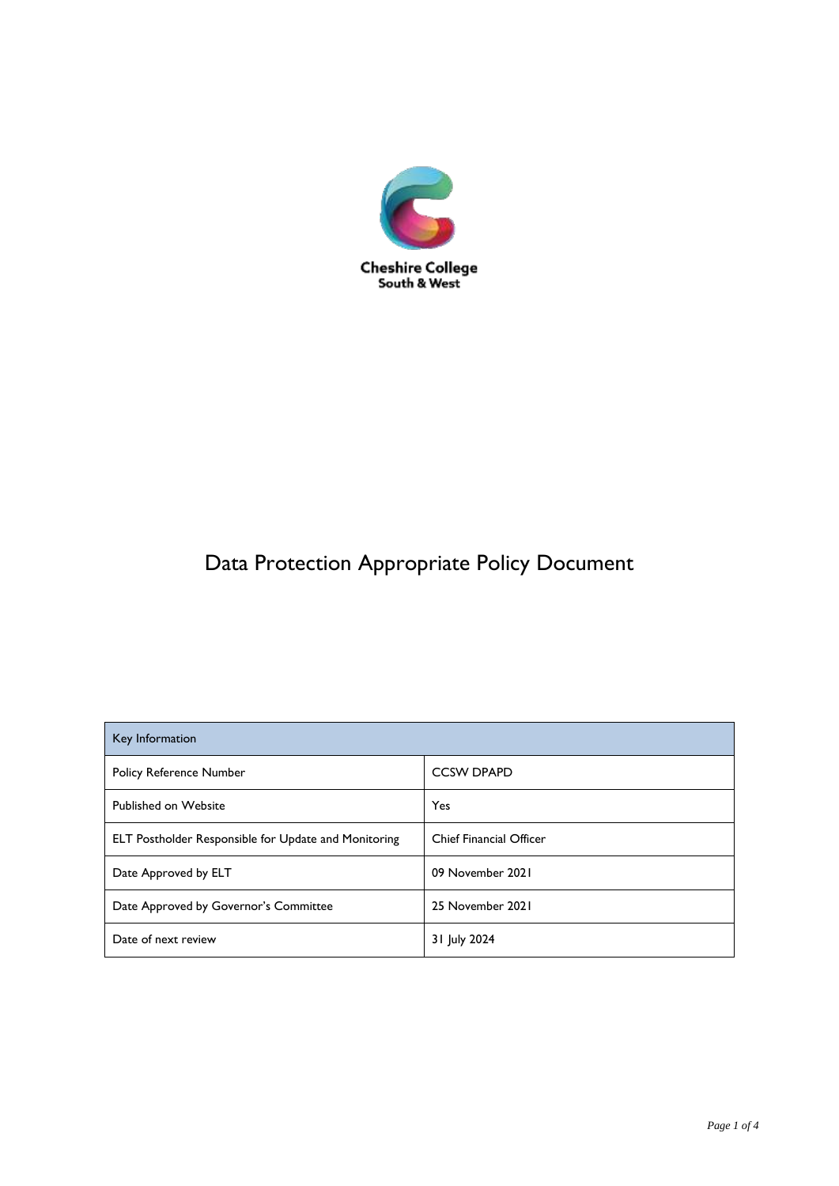Cheshire College
South & West

# Data Protection Appropriate Policy Document

| Key Information | |
|---|---|
| Policy Reference Number | CCSW DPAPD |
| Published on Website | Yes |
| ELT Postholder Responsible for Update and Monitoring | Chief Financial Officer |
| Date Approved by ELT | 09 November 2021 |
| Date Approved by Governor's Committee | 25 November 2021 |
| Date of next review | 31 July 2024 |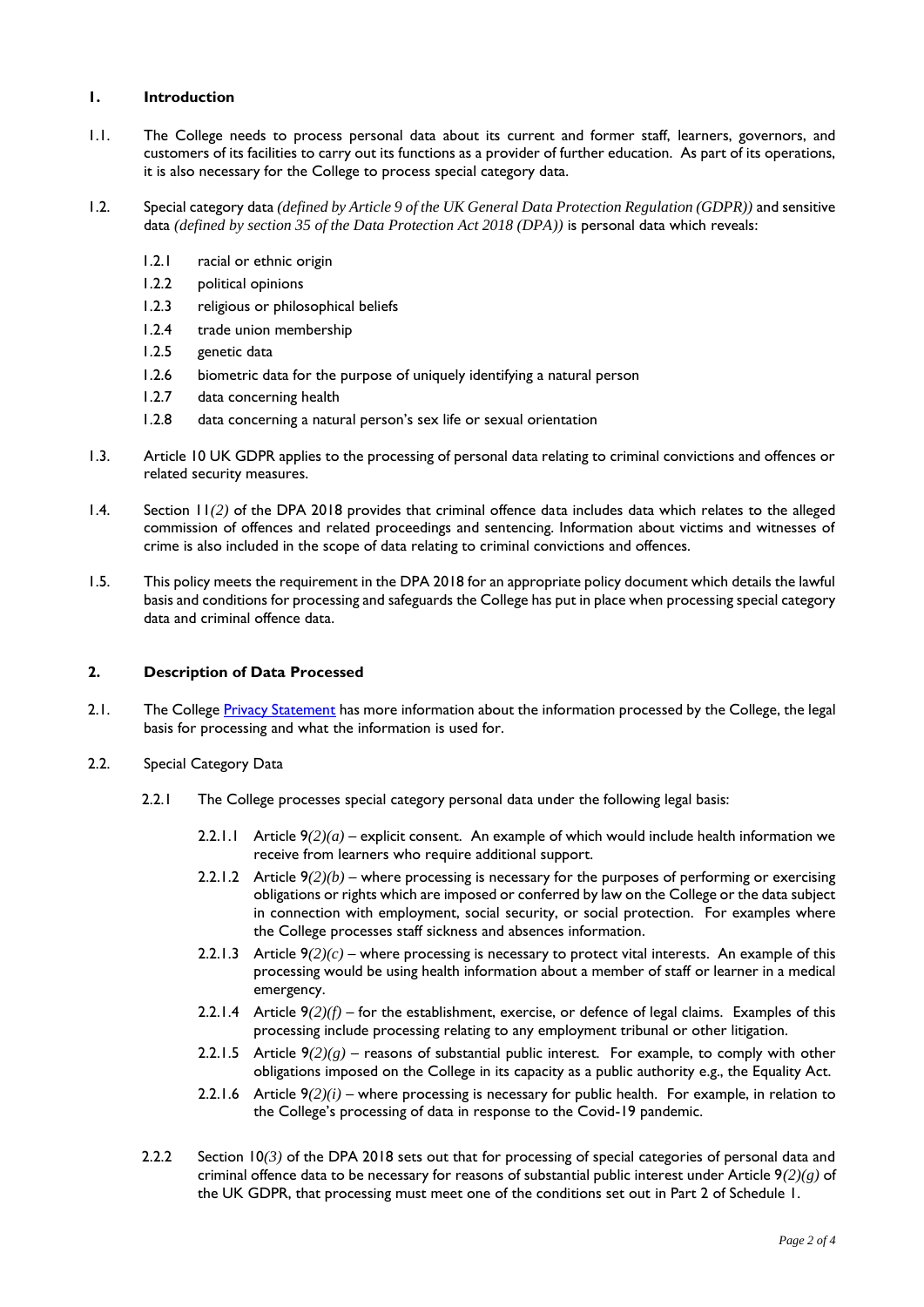## 1. Introduction

1.1. The College needs to process personal data about its current and former staff, learners, governors, and customers of its facilities to carry out its functions as a provider of further education. As part of its operations, it is also necessary for the College to process special category data.

1.2. Special category data *(defined by Article 9 of the UK General Data Protection Regulation (GDPR))* and sensitive data *(defined by section 35 of the Data Protection Act 2018 (DPA))* is personal data which reveals:

- 1.2.1 racial or ethnic origin
- 1.2.2 political opinions
- 1.2.3 religious or philosophical beliefs
- 1.2.4 trade union membership
- 1.2.5 genetic data
- 1.2.6 biometric data for the purpose of uniquely identifying a natural person
- 1.2.7 data concerning health
- 1.2.8 data concerning a natural person's sex life or sexual orientation

1.3. Article 10 UK GDPR applies to the processing of personal data relating to criminal convictions and offences or related security measures.

1.4. Section 11*(2)* of the DPA 2018 provides that criminal offence data includes data which relates to the alleged commission of offences and related proceedings and sentencing. Information about victims and witnesses of crime is also included in the scope of data relating to criminal convictions and offences.

1.5. This policy meets the requirement in the DPA 2018 for an appropriate policy document which details the lawful basis and conditions for processing and safeguards the College has put in place when processing special category data and criminal offence data.

## 2. Description of Data Processed

2.1. The College [Privacy Statement] has more information about the information processed by the College, the legal basis for processing and what the information is used for.

2.2. Special Category Data

2.2.1 The College processes special category personal data under the following legal basis:

- 2.2.1.1 Article 9*(2)(a)* – explicit consent. An example of which would include health information we receive from learners who require additional support.
- 2.2.1.2 Article 9*(2)(b)* – where processing is necessary for the purposes of performing or exercising obligations or rights which are imposed or conferred by law on the College or the data subject in connection with employment, social security, or social protection. For examples where the College processes staff sickness and absences information.
- 2.2.1.3 Article 9*(2)(c)* – where processing is necessary to protect vital interests. An example of this processing would be using health information about a member of staff or learner in a medical emergency.
- 2.2.1.4 Article 9*(2)(f)* – for the establishment, exercise, or defence of legal claims. Examples of this processing include processing relating to any employment tribunal or other litigation.
- 2.2.1.5 Article 9*(2)(g)* – reasons of substantial public interest. For example, to comply with other obligations imposed on the College in its capacity as a public authority e.g., the Equality Act.
- 2.2.1.6 Article 9*(2)(i)* – where processing is necessary for public health. For example, in relation to the College's processing of data in response to the Covid-19 pandemic.

2.2.2 Section 10*(3)* of the DPA 2018 sets out that for processing of special categories of personal data and criminal offence data to be necessary for reasons of substantial public interest under Article 9*(2)(g)* of the UK GDPR, that processing must meet one of the conditions set out in Part 2 of Schedule 1.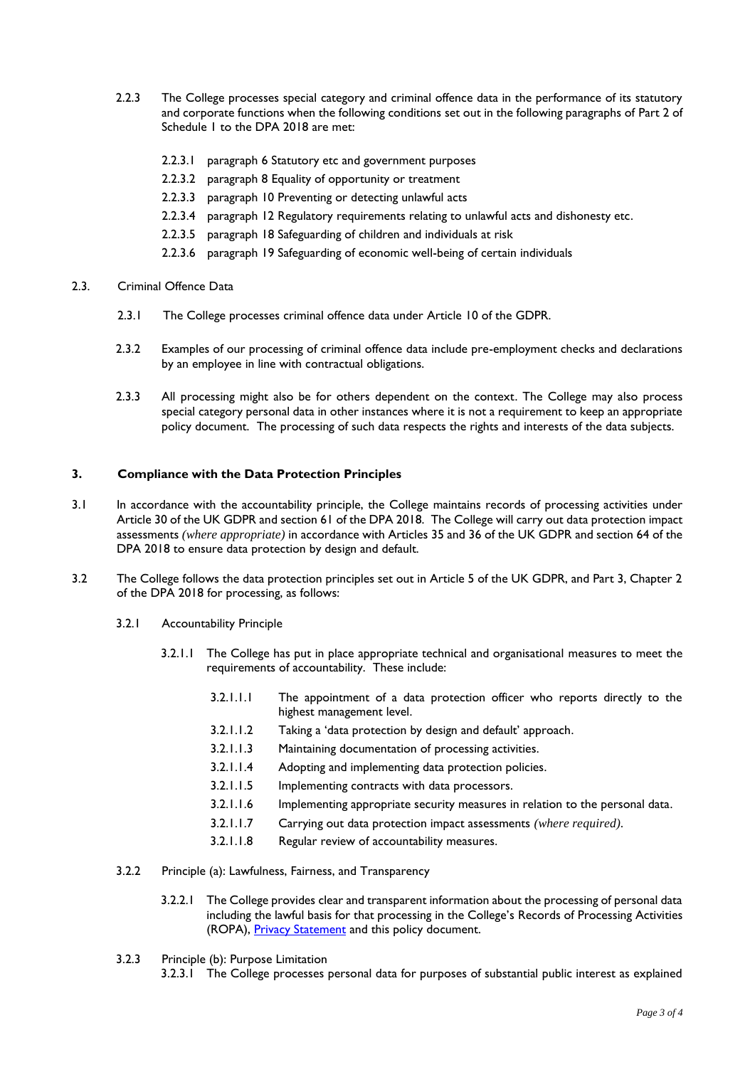2.2.3 The College processes special category and criminal offence data in the performance of its statutory and corporate functions when the following conditions set out in the following paragraphs of Part 2 of Schedule 1 to the DPA 2018 are met:

- 2.2.3.1 paragraph 6 Statutory etc and government purposes
- 2.2.3.2 paragraph 8 Equality of opportunity or treatment
- 2.2.3.3 paragraph 10 Preventing or detecting unlawful acts
- 2.2.3.4 paragraph 12 Regulatory requirements relating to unlawful acts and dishonesty etc.
- 2.2.3.5 paragraph 18 Safeguarding of children and individuals at risk
- 2.2.3.6 paragraph 19 Safeguarding of economic well-being of certain individuals

2.3. Criminal Offence Data

2.3.1 The College processes criminal offence data under Article 10 of the GDPR.

2.3.2 Examples of our processing of criminal offence data include pre-employment checks and declarations by an employee in line with contractual obligations.

2.3.3 All processing might also be for others dependent on the context. The College may also process special category personal data in other instances where it is not a requirement to keep an appropriate policy document. The processing of such data respects the rights and interests of the data subjects.

## 3. Compliance with the Data Protection Principles

3.1 In accordance with the accountability principle, the College maintains records of processing activities under Article 30 of the UK GDPR and section 61 of the DPA 2018. The College will carry out data protection impact assessments *(where appropriate)* in accordance with Articles 35 and 36 of the UK GDPR and section 64 of the DPA 2018 to ensure data protection by design and default.

3.2 The College follows the data protection principles set out in Article 5 of the UK GDPR, and Part 3, Chapter 2 of the DPA 2018 for processing, as follows:

3.2.1 Accountability Principle

3.2.1.1 The College has put in place appropriate technical and organisational measures to meet the requirements of accountability. These include:

- 3.2.1.1.1 The appointment of a data protection officer who reports directly to the highest management level.
- 3.2.1.1.2 Taking a 'data protection by design and default' approach.
- 3.2.1.1.3 Maintaining documentation of processing activities.
- 3.2.1.1.4 Adopting and implementing data protection policies.
- 3.2.1.1.5 Implementing contracts with data processors.
- 3.2.1.1.6 Implementing appropriate security measures in relation to the personal data.
- 3.2.1.1.7 Carrying out data protection impact assessments *(where required)*.
- 3.2.1.1.8 Regular review of accountability measures.

3.2.2 Principle (a): Lawfulness, Fairness, and Transparency

3.2.2.1 The College provides clear and transparent information about the processing of personal data including the lawful basis for that processing in the College's Records of Processing Activities (ROPA), [Privacy Statement]() and this policy document.

3.2.3 Principle (b): Purpose Limitation

3.2.3.1 The College processes personal data for purposes of substantial public interest as explained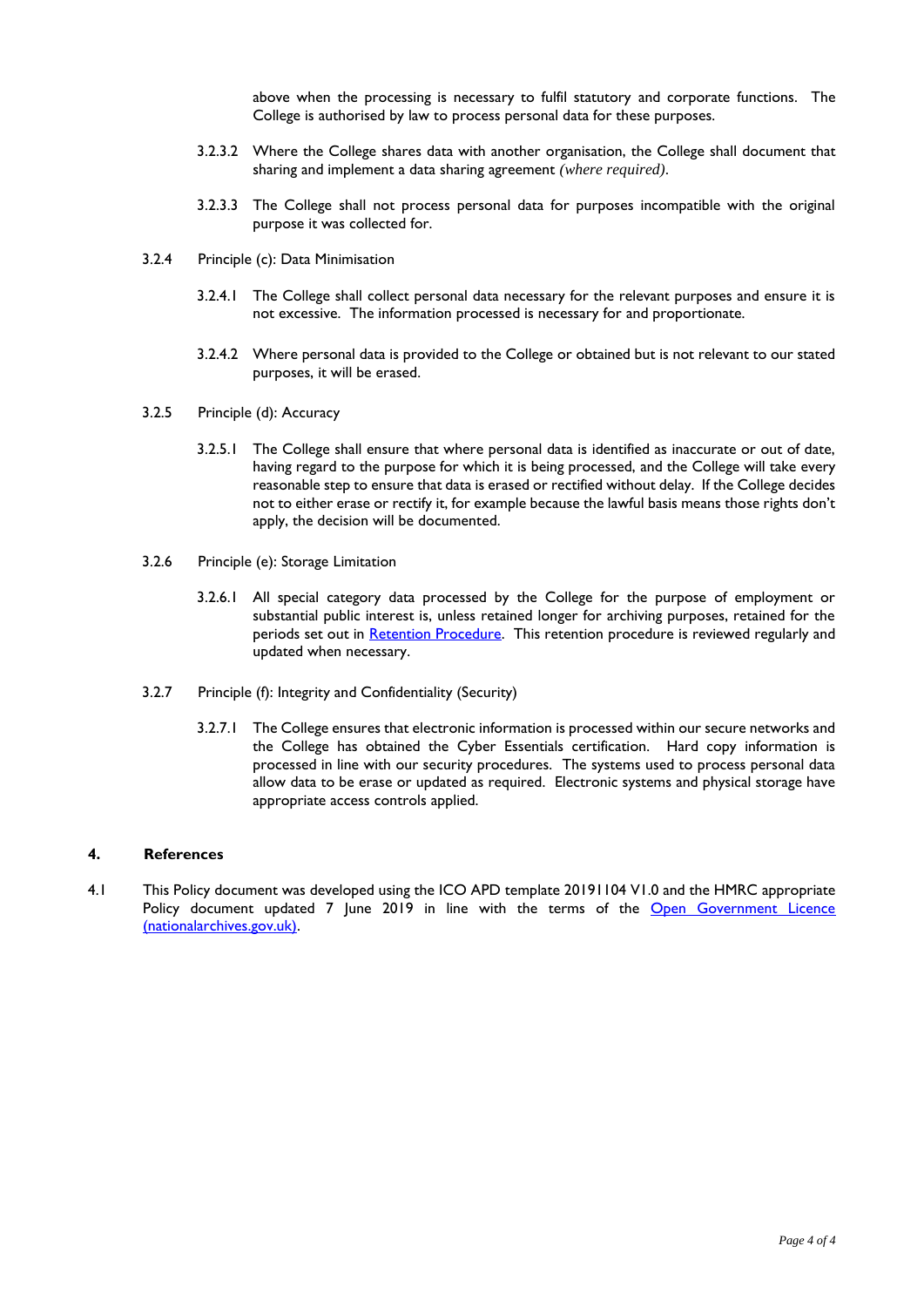above when the processing is necessary to fulfil statutory and corporate functions. The College is authorised by law to process personal data for these purposes.

3.2.3.2 Where the College shares data with another organisation, the College shall document that sharing and implement a data sharing agreement *(where required)*.

3.2.3.3 The College shall not process personal data for purposes incompatible with the original purpose it was collected for.

3.2.4 Principle (c): Data Minimisation

3.2.4.1 The College shall collect personal data necessary for the relevant purposes and ensure it is not excessive. The information processed is necessary for and proportionate.

3.2.4.2 Where personal data is provided to the College or obtained but is not relevant to our stated purposes, it will be erased.

3.2.5 Principle (d): Accuracy

3.2.5.1 The College shall ensure that where personal data is identified as inaccurate or out of date, having regard to the purpose for which it is being processed, and the College will take every reasonable step to ensure that data is erased or rectified without delay. If the College decides not to either erase or rectify it, for example because the lawful basis means those rights don't apply, the decision will be documented.

3.2.6 Principle (e): Storage Limitation

3.2.6.1 All special category data processed by the College for the purpose of employment or substantial public interest is, unless retained longer for archiving purposes, retained for the periods set out in [Retention Procedure](). This retention procedure is reviewed regularly and updated when necessary.

3.2.7 Principle (f): Integrity and Confidentiality (Security)

3.2.7.1 The College ensures that electronic information is processed within our secure networks and the College has obtained the Cyber Essentials certification. Hard copy information is processed in line with our security procedures. The systems used to process personal data allow data to be erase or updated as required. Electronic systems and physical storage have appropriate access controls applied.

## 4. References

4.1 This Policy document was developed using the ICO APD template 20191104 V1.0 and the HMRC appropriate Policy document updated 7 June 2019 in line with the terms of the [Open Government Licence (nationalarchives.gov.uk)]().